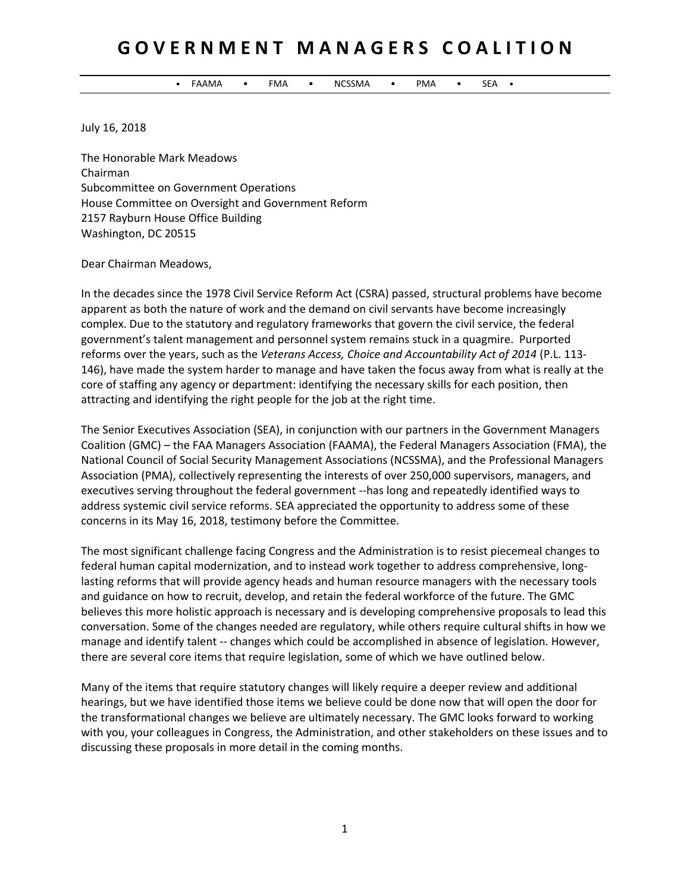# GOVERNMENT MANAGERS COALITION

• FAAMA • FMA • NCSSMA • PMA • SEA •

July 16, 2018

The Honorable Mark Meadows
Chairman
Subcommittee on Government Operations
House Committee on Oversight and Government Reform
2157 Rayburn House Office Building
Washington, DC 20515

Dear Chairman Meadows,

In the decades since the 1978 Civil Service Reform Act (CSRA) passed, structural problems have become apparent as both the nature of work and the demand on civil servants have become increasingly complex. Due to the statutory and regulatory frameworks that govern the civil service, the federal government's talent management and personnel system remains stuck in a quagmire. Purported reforms over the years, such as the *Veterans Access, Choice and Accountability Act of 2014* (P.L. 113-146), have made the system harder to manage and have taken the focus away from what is really at the core of staffing any agency or department: identifying the necessary skills for each position, then attracting and identifying the right people for the job at the right time.

The Senior Executives Association (SEA), in conjunction with our partners in the Government Managers Coalition (GMC) – the FAA Managers Association (FAAMA), the Federal Managers Association (FMA), the National Council of Social Security Management Associations (NCSSMA), and the Professional Managers Association (PMA), collectively representing the interests of over 250,000 supervisors, managers, and executives serving throughout the federal government --has long and repeatedly identified ways to address systemic civil service reforms. SEA appreciated the opportunity to address some of these concerns in its May 16, 2018, testimony before the Committee.

The most significant challenge facing Congress and the Administration is to resist piecemeal changes to federal human capital modernization, and to instead work together to address comprehensive, long-lasting reforms that will provide agency heads and human resource managers with the necessary tools and guidance on how to recruit, develop, and retain the federal workforce of the future. The GMC believes this more holistic approach is necessary and is developing comprehensive proposals to lead this conversation. Some of the changes needed are regulatory, while others require cultural shifts in how we manage and identify talent -- changes which could be accomplished in absence of legislation. However, there are several core items that require legislation, some of which we have outlined below.

Many of the items that require statutory changes will likely require a deeper review and additional hearings, but we have identified those items we believe could be done now that will open the door for the transformational changes we believe are ultimately necessary. The GMC looks forward to working with you, your colleagues in Congress, the Administration, and other stakeholders on these issues and to discussing these proposals in more detail in the coming months.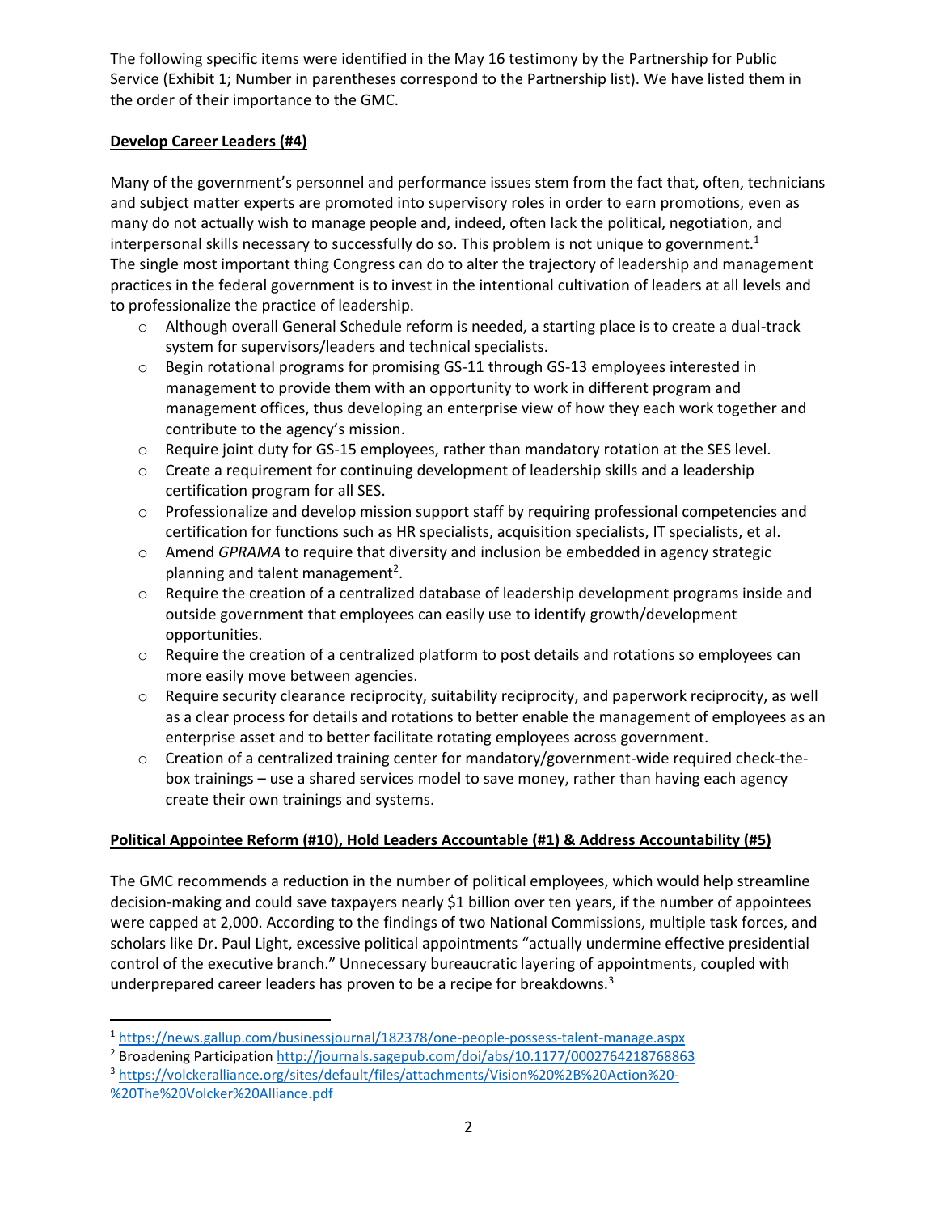The following specific items were identified in the May 16 testimony by the Partnership for Public Service (Exhibit 1; Number in parentheses correspond to the Partnership list). We have listed them in the order of their importance to the GMC.

**Develop Career Leaders (#4)**

Many of the government's personnel and performance issues stem from the fact that, often, technicians and subject matter experts are promoted into supervisory roles in order to earn promotions, even as many do not actually wish to manage people and, indeed, often lack the political, negotiation, and interpersonal skills necessary to successfully do so. This problem is not unique to government.[1] The single most important thing Congress can do to alter the trajectory of leadership and management practices in the federal government is to invest in the intentional cultivation of leaders at all levels and to professionalize the practice of leadership.

- Although overall General Schedule reform is needed, a starting place is to create a dual-track system for supervisors/leaders and technical specialists.
- Begin rotational programs for promising GS-11 through GS-13 employees interested in management to provide them with an opportunity to work in different program and management offices, thus developing an enterprise view of how they each work together and contribute to the agency's mission.
- Require joint duty for GS-15 employees, rather than mandatory rotation at the SES level.
- Create a requirement for continuing development of leadership skills and a leadership certification program for all SES.
- Professionalize and develop mission support staff by requiring professional competencies and certification for functions such as HR specialists, acquisition specialists, IT specialists, et al.
- Amend *GPRAMA* to require that diversity and inclusion be embedded in agency strategic planning and talent management[2].
- Require the creation of a centralized database of leadership development programs inside and outside government that employees can easily use to identify growth/development opportunities.
- Require the creation of a centralized platform to post details and rotations so employees can more easily move between agencies.
- Require security clearance reciprocity, suitability reciprocity, and paperwork reciprocity, as well as a clear process for details and rotations to better enable the management of employees as an enterprise asset and to better facilitate rotating employees across government.
- Creation of a centralized training center for mandatory/government-wide required check-the-box trainings – use a shared services model to save money, rather than having each agency create their own trainings and systems.

**Political Appointee Reform (#10), Hold Leaders Accountable (#1) & Address Accountability (#5)**

The GMC recommends a reduction in the number of political employees, which would help streamline decision-making and could save taxpayers nearly $1 billion over ten years, if the number of appointees were capped at 2,000. According to the findings of two National Commissions, multiple task forces, and scholars like Dr. Paul Light, excessive political appointments "actually undermine effective presidential control of the executive branch." Unnecessary bureaucratic layering of appointments, coupled with underprepared career leaders has proven to be a recipe for breakdowns.[3]

---

[1] https://news.gallup.com/businessjournal/182378/one-people-possess-talent-manage.aspx

[2] Broadening Participation http://journals.sagepub.com/doi/abs/10.1177/0002764218768863

[3] https://volckeralliance.org/sites/default/files/attachments/Vision%20%2B%20Action%20-%20The%20Volcker%20Alliance.pdf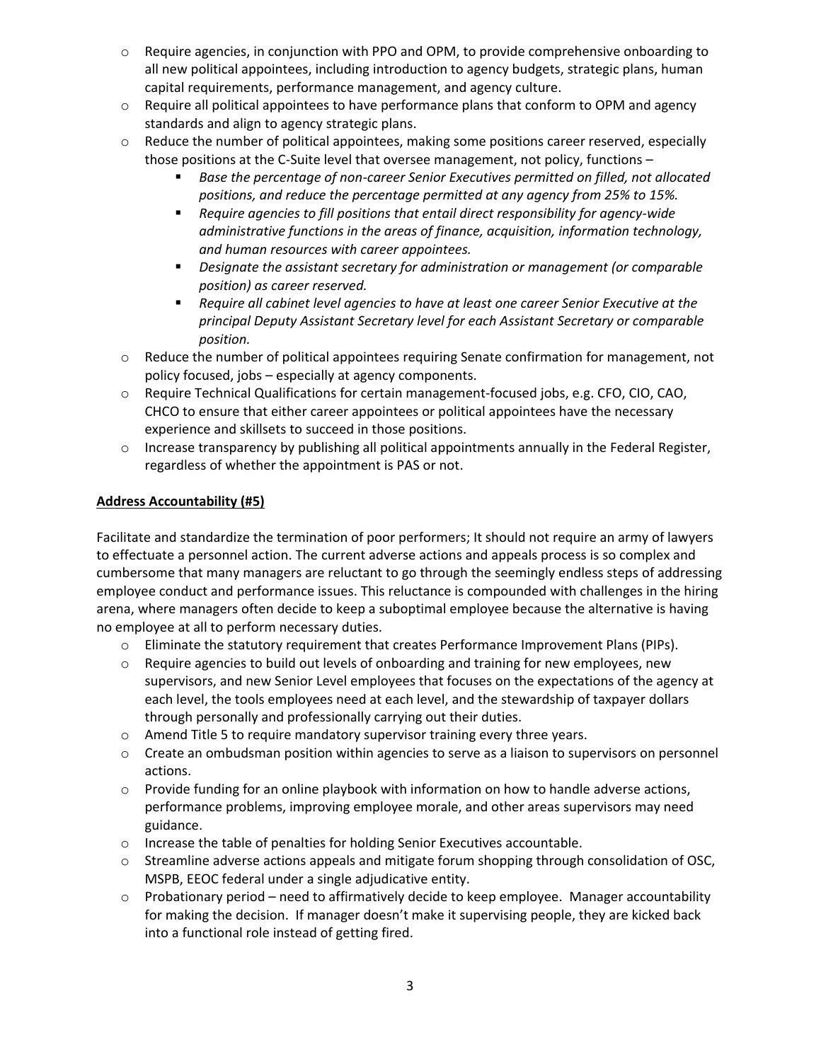- Require agencies, in conjunction with PPO and OPM, to provide comprehensive onboarding to all new political appointees, including introduction to agency budgets, strategic plans, human capital requirements, performance management, and agency culture.
- Require all political appointees to have performance plans that conform to OPM and agency standards and align to agency strategic plans.
- Reduce the number of political appointees, making some positions career reserved, especially those positions at the C-Suite level that oversee management, not policy, functions –
    - *Base the percentage of non-career Senior Executives permitted on filled, not allocated positions, and reduce the percentage permitted at any agency from 25% to 15%.*
    - *Require agencies to fill positions that entail direct responsibility for agency-wide administrative functions in the areas of finance, acquisition, information technology, and human resources with career appointees.*
    - *Designate the assistant secretary for administration or management (or comparable position) as career reserved.*
    - *Require all cabinet level agencies to have at least one career Senior Executive at the principal Deputy Assistant Secretary level for each Assistant Secretary or comparable position.*
- Reduce the number of political appointees requiring Senate confirmation for management, not policy focused, jobs – especially at agency components.
- Require Technical Qualifications for certain management-focused jobs, e.g. CFO, CIO, CAO, CHCO to ensure that either career appointees or political appointees have the necessary experience and skillsets to succeed in those positions.
- Increase transparency by publishing all political appointments annually in the Federal Register, regardless of whether the appointment is PAS or not.

**Address Accountability (#5)**

Facilitate and standardize the termination of poor performers; It should not require an army of lawyers to effectuate a personnel action. The current adverse actions and appeals process is so complex and cumbersome that many managers are reluctant to go through the seemingly endless steps of addressing employee conduct and performance issues. This reluctance is compounded with challenges in the hiring arena, where managers often decide to keep a suboptimal employee because the alternative is having no employee at all to perform necessary duties.

- Eliminate the statutory requirement that creates Performance Improvement Plans (PIPs).
- Require agencies to build out levels of onboarding and training for new employees, new supervisors, and new Senior Level employees that focuses on the expectations of the agency at each level, the tools employees need at each level, and the stewardship of taxpayer dollars through personally and professionally carrying out their duties.
- Amend Title 5 to require mandatory supervisor training every three years.
- Create an ombudsman position within agencies to serve as a liaison to supervisors on personnel actions.
- Provide funding for an online playbook with information on how to handle adverse actions, performance problems, improving employee morale, and other areas supervisors may need guidance.
- Increase the table of penalties for holding Senior Executives accountable.
- Streamline adverse actions appeals and mitigate forum shopping through consolidation of OSC, MSPB, EEOC federal under a single adjudicative entity.
- Probationary period – need to affirmatively decide to keep employee. Manager accountability for making the decision. If manager doesn't make it supervising people, they are kicked back into a functional role instead of getting fired.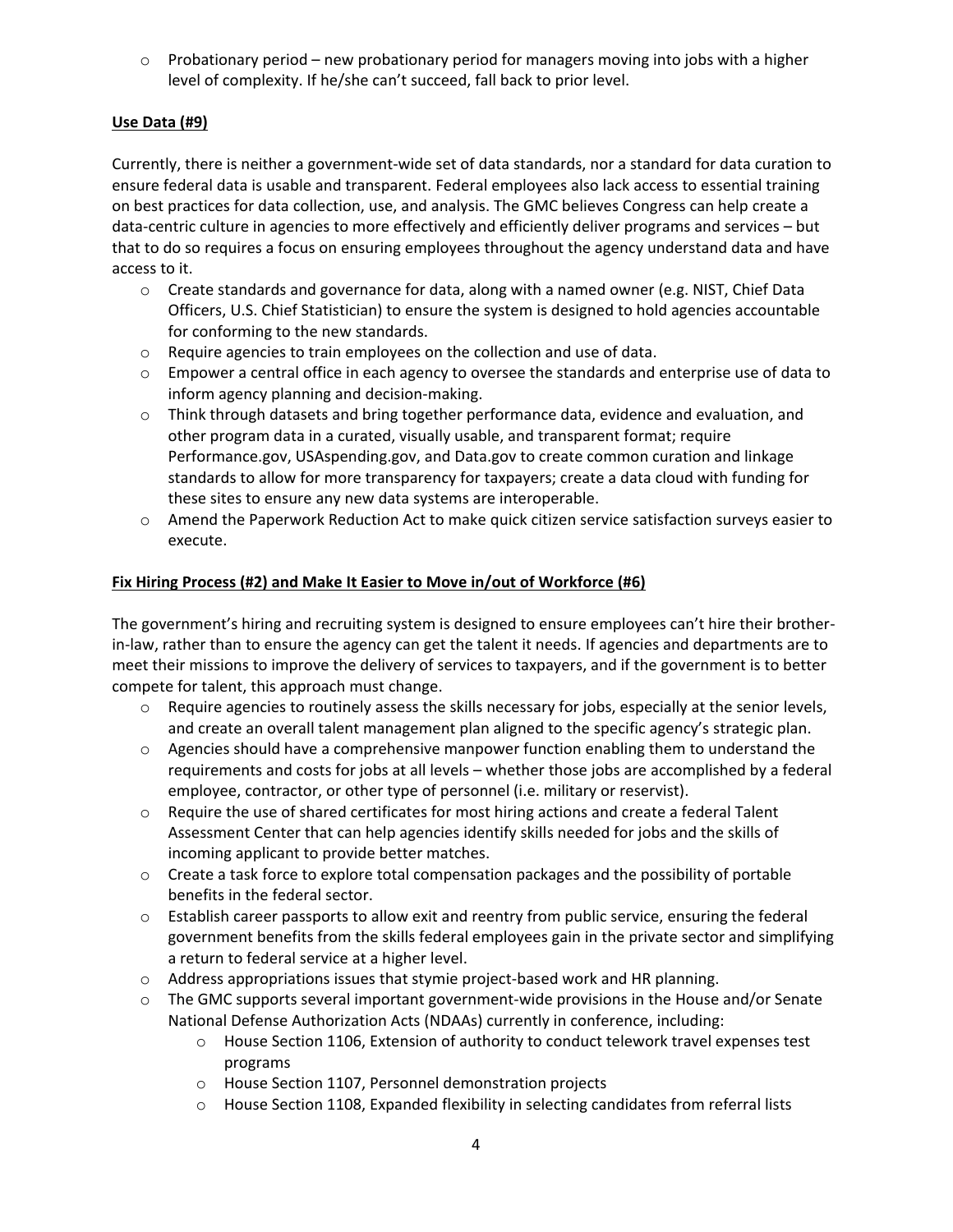- Probationary period – new probationary period for managers moving into jobs with a higher level of complexity. If he/she can't succeed, fall back to prior level.

**Use Data (#9)**

Currently, there is neither a government-wide set of data standards, nor a standard for data curation to ensure federal data is usable and transparent. Federal employees also lack access to essential training on best practices for data collection, use, and analysis. The GMC believes Congress can help create a data-centric culture in agencies to more effectively and efficiently deliver programs and services – but that to do so requires a focus on ensuring employees throughout the agency understand data and have access to it.

- Create standards and governance for data, along with a named owner (e.g. NIST, Chief Data Officers, U.S. Chief Statistician) to ensure the system is designed to hold agencies accountable for conforming to the new standards.
- Require agencies to train employees on the collection and use of data.
- Empower a central office in each agency to oversee the standards and enterprise use of data to inform agency planning and decision-making.
- Think through datasets and bring together performance data, evidence and evaluation, and other program data in a curated, visually usable, and transparent format; require Performance.gov, USAspending.gov, and Data.gov to create common curation and linkage standards to allow for more transparency for taxpayers; create a data cloud with funding for these sites to ensure any new data systems are interoperable.
- Amend the Paperwork Reduction Act to make quick citizen service satisfaction surveys easier to execute.

**Fix Hiring Process (#2) and Make It Easier to Move in/out of Workforce (#6)**

The government's hiring and recruiting system is designed to ensure employees can't hire their brother-in-law, rather than to ensure the agency can get the talent it needs. If agencies and departments are to meet their missions to improve the delivery of services to taxpayers, and if the government is to better compete for talent, this approach must change.

- Require agencies to routinely assess the skills necessary for jobs, especially at the senior levels, and create an overall talent management plan aligned to the specific agency's strategic plan.
- Agencies should have a comprehensive manpower function enabling them to understand the requirements and costs for jobs at all levels – whether those jobs are accomplished by a federal employee, contractor, or other type of personnel (i.e. military or reservist).
- Require the use of shared certificates for most hiring actions and create a federal Talent Assessment Center that can help agencies identify skills needed for jobs and the skills of incoming applicant to provide better matches.
- Create a task force to explore total compensation packages and the possibility of portable benefits in the federal sector.
- Establish career passports to allow exit and reentry from public service, ensuring the federal government benefits from the skills federal employees gain in the private sector and simplifying a return to federal service at a higher level.
- Address appropriations issues that stymie project-based work and HR planning.
- The GMC supports several important government-wide provisions in the House and/or Senate National Defense Authorization Acts (NDAAs) currently in conference, including:
  - House Section 1106, Extension of authority to conduct telework travel expenses test programs
  - House Section 1107, Personnel demonstration projects
  - House Section 1108, Expanded flexibility in selecting candidates from referral lists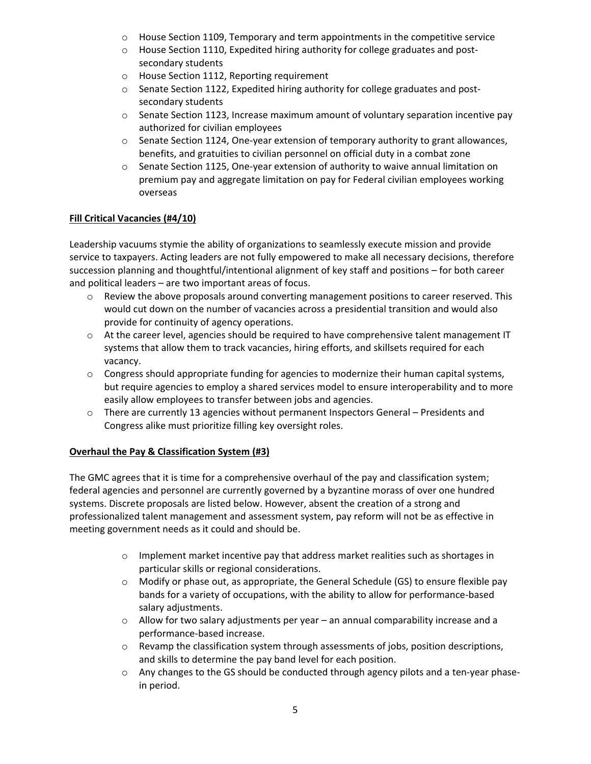- House Section 1109, Temporary and term appointments in the competitive service
- House Section 1110, Expedited hiring authority for college graduates and post-secondary students
- House Section 1112, Reporting requirement
- Senate Section 1122, Expedited hiring authority for college graduates and post-secondary students
- Senate Section 1123, Increase maximum amount of voluntary separation incentive pay authorized for civilian employees
- Senate Section 1124, One-year extension of temporary authority to grant allowances, benefits, and gratuities to civilian personnel on official duty in a combat zone
- Senate Section 1125, One-year extension of authority to waive annual limitation on premium pay and aggregate limitation on pay for Federal civilian employees working overseas

**Fill Critical Vacancies (#4/10)**

Leadership vacuums stymie the ability of organizations to seamlessly execute mission and provide service to taxpayers. Acting leaders are not fully empowered to make all necessary decisions, therefore succession planning and thoughtful/intentional alignment of key staff and positions – for both career and political leaders – are two important areas of focus.

- Review the above proposals around converting management positions to career reserved. This would cut down on the number of vacancies across a presidential transition and would also provide for continuity of agency operations.
- At the career level, agencies should be required to have comprehensive talent management IT systems that allow them to track vacancies, hiring efforts, and skillsets required for each vacancy.
- Congress should appropriate funding for agencies to modernize their human capital systems, but require agencies to employ a shared services model to ensure interoperability and to more easily allow employees to transfer between jobs and agencies.
- There are currently 13 agencies without permanent Inspectors General – Presidents and Congress alike must prioritize filling key oversight roles.

**Overhaul the Pay & Classification System (#3)**

The GMC agrees that it is time for a comprehensive overhaul of the pay and classification system; federal agencies and personnel are currently governed by a byzantine morass of over one hundred systems. Discrete proposals are listed below. However, absent the creation of a strong and professionalized talent management and assessment system, pay reform will not be as effective in meeting government needs as it could and should be.

- Implement market incentive pay that address market realities such as shortages in particular skills or regional considerations.
- Modify or phase out, as appropriate, the General Schedule (GS) to ensure flexible pay bands for a variety of occupations, with the ability to allow for performance-based salary adjustments.
- Allow for two salary adjustments per year – an annual comparability increase and a performance-based increase.
- Revamp the classification system through assessments of jobs, position descriptions, and skills to determine the pay band level for each position.
- Any changes to the GS should be conducted through agency pilots and a ten-year phase-in period.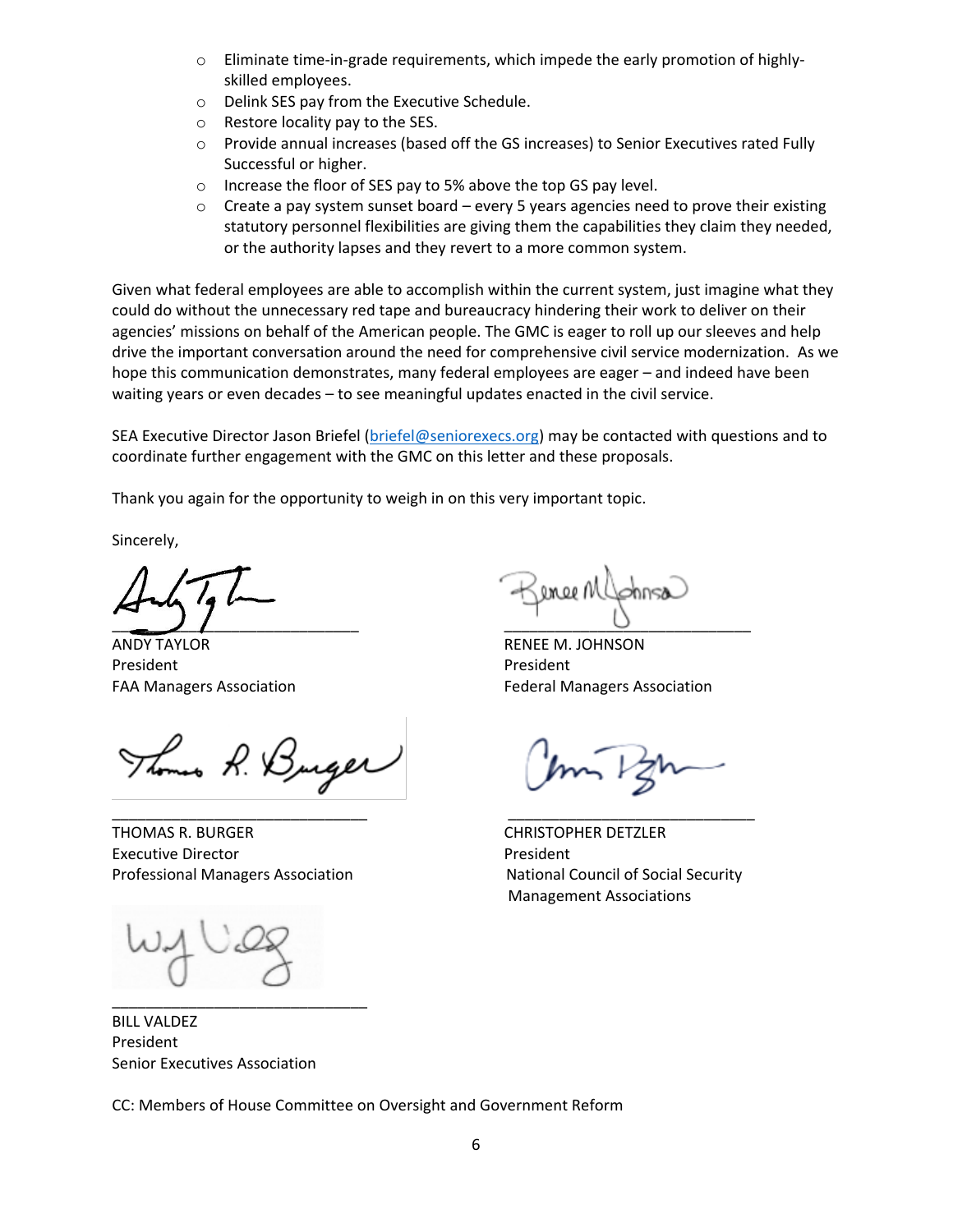- Eliminate time-in-grade requirements, which impede the early promotion of highly-skilled employees.
- Delink SES pay from the Executive Schedule.
- Restore locality pay to the SES.
- Provide annual increases (based off the GS increases) to Senior Executives rated Fully Successful or higher.
- Increase the floor of SES pay to 5% above the top GS pay level.
- Create a pay system sunset board – every 5 years agencies need to prove their existing statutory personnel flexibilities are giving them the capabilities they claim they needed, or the authority lapses and they revert to a more common system.

Given what federal employees are able to accomplish within the current system, just imagine what they could do without the unnecessary red tape and bureaucracy hindering their work to deliver on their agencies' missions on behalf of the American people. The GMC is eager to roll up our sleeves and help drive the important conversation around the need for comprehensive civil service modernization. As we hope this communication demonstrates, many federal employees are eager – and indeed have been waiting years or even decades – to see meaningful updates enacted in the civil service.

SEA Executive Director Jason Briefel (briefel@seniorexecs.org) may be contacted with questions and to coordinate further engagement with the GMC on this letter and these proposals.

Thank you again for the opportunity to weigh in on this very important topic.

Sincerely,

ANDY TAYLOR
President
FAA Managers Association

RENEE M. JOHNSON
President
Federal Managers Association

THOMAS R. BURGER
Executive Director
Professional Managers Association

CHRISTOPHER DETZLER
President
National Council of Social Security Management Associations

BILL VALDEZ
President
Senior Executives Association

CC: Members of House Committee on Oversight and Government Reform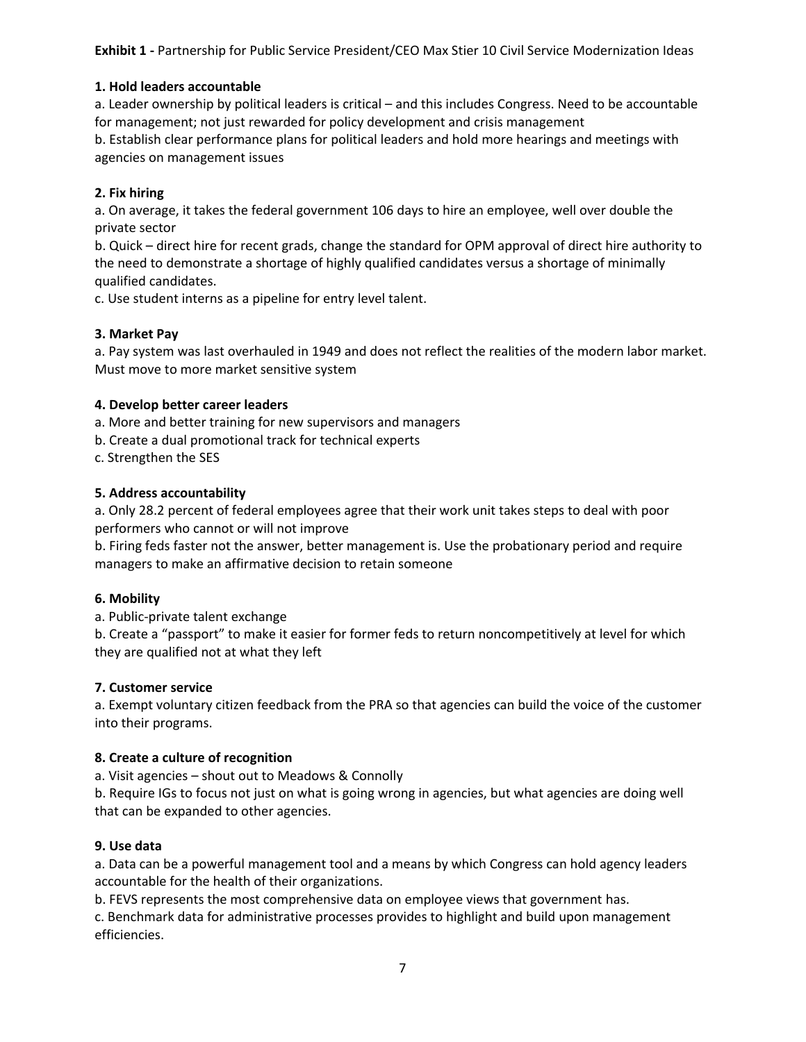**Exhibit 1 -** Partnership for Public Service President/CEO Max Stier 10 Civil Service Modernization Ideas

**1. Hold leaders accountable**

a. Leader ownership by political leaders is critical – and this includes Congress. Need to be accountable for management; not just rewarded for policy development and crisis management

b. Establish clear performance plans for political leaders and hold more hearings and meetings with agencies on management issues

**2. Fix hiring**

a. On average, it takes the federal government 106 days to hire an employee, well over double the private sector

b. Quick – direct hire for recent grads, change the standard for OPM approval of direct hire authority to the need to demonstrate a shortage of highly qualified candidates versus a shortage of minimally qualified candidates.

c. Use student interns as a pipeline for entry level talent.

**3. Market Pay**

a. Pay system was last overhauled in 1949 and does not reflect the realities of the modern labor market. Must move to more market sensitive system

**4. Develop better career leaders**

a. More and better training for new supervisors and managers

b. Create a dual promotional track for technical experts

c. Strengthen the SES

**5. Address accountability**

a. Only 28.2 percent of federal employees agree that their work unit takes steps to deal with poor performers who cannot or will not improve

b. Firing feds faster not the answer, better management is. Use the probationary period and require managers to make an affirmative decision to retain someone

**6. Mobility**

a. Public-private talent exchange

b. Create a "passport" to make it easier for former feds to return noncompetitively at level for which they are qualified not at what they left

**7. Customer service**

a. Exempt voluntary citizen feedback from the PRA so that agencies can build the voice of the customer into their programs.

**8. Create a culture of recognition**

a. Visit agencies – shout out to Meadows & Connolly

b. Require IGs to focus not just on what is going wrong in agencies, but what agencies are doing well that can be expanded to other agencies.

**9. Use data**

a. Data can be a powerful management tool and a means by which Congress can hold agency leaders accountable for the health of their organizations.

b. FEVS represents the most comprehensive data on employee views that government has.

c. Benchmark data for administrative processes provides to highlight and build upon management efficiencies.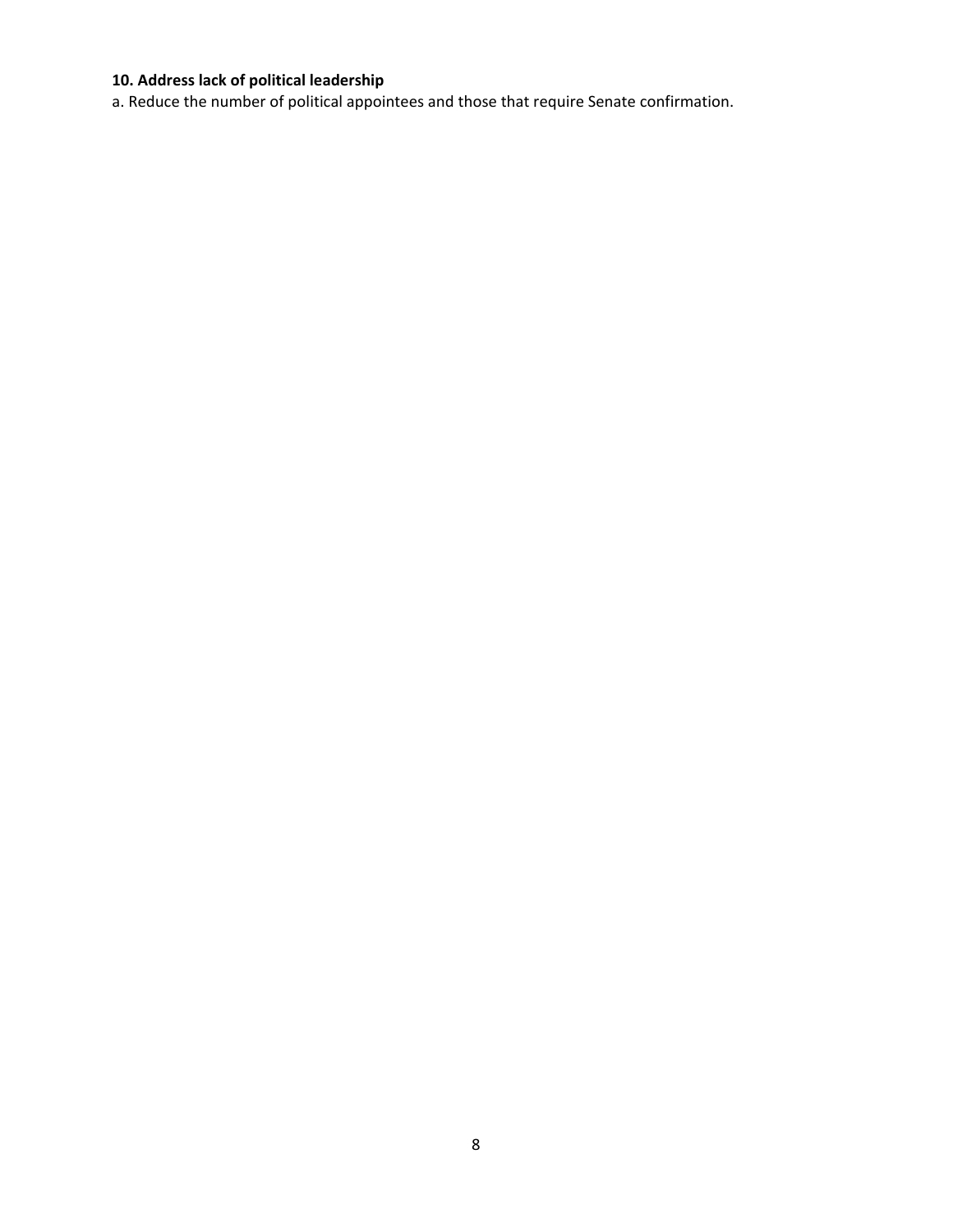**10. Address lack of political leadership**

a. Reduce the number of political appointees and those that require Senate confirmation.